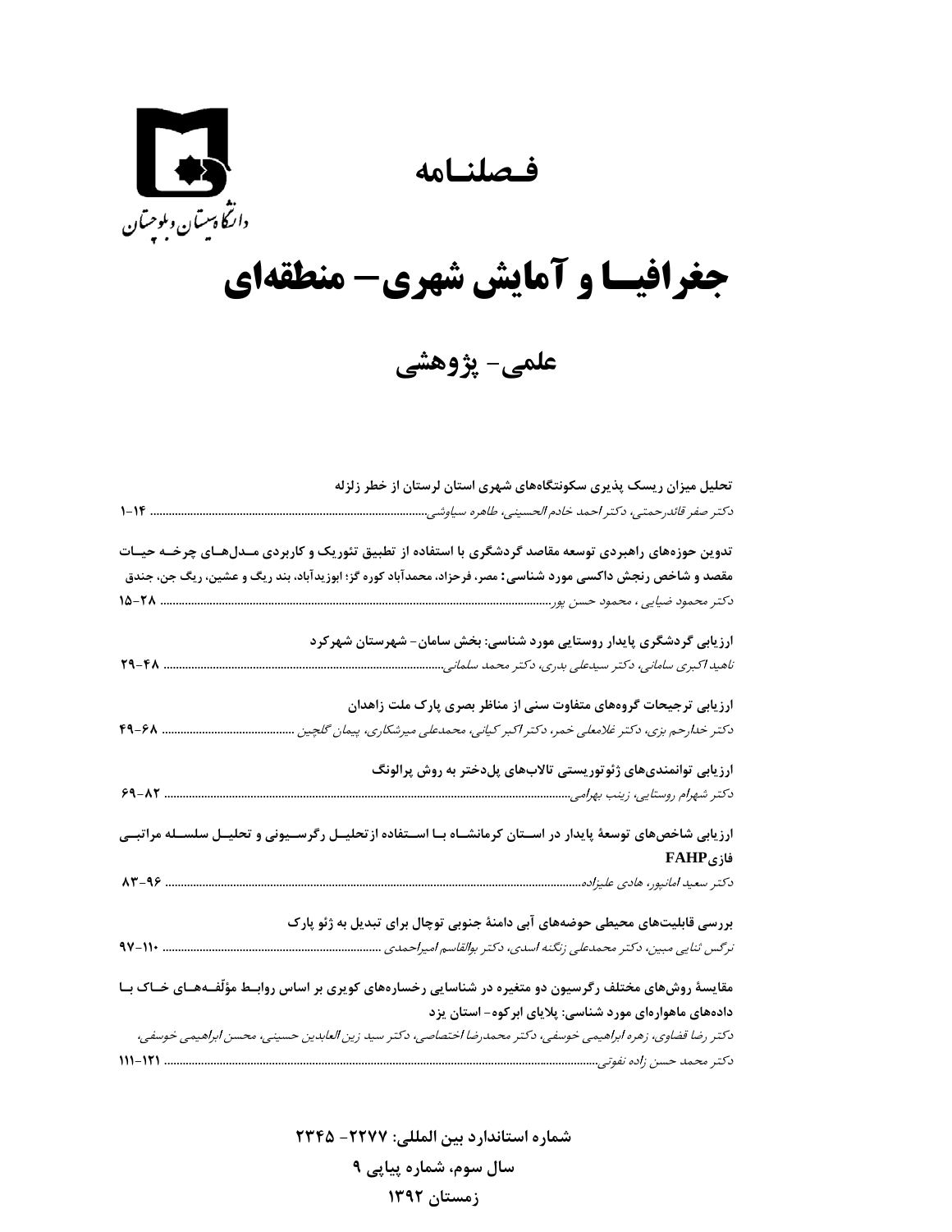دانشگاه سیستان و بلوچستان

# فصلنامه

# جغرافیا و آمایش شهری- منطقه‌ای

## علمی- پژوهشی

**تحلیل میزان ریسک پذیری سکونتگاه‌های شهری استان لرستان از خطر زلزله**
*دکتر صفر قائدرحمتی، دکتر احمد خادم الحسینی، طاهره سیاوشی* ........ ۱-۱۴

**تدوین حوزه‌های راهبردی توسعه مقاصد گردشگری با استفاده از تطبیق تئوریک و کاربردی مدل‌های چرخه حیات مقصد و شاخص رنجش داکسی مورد شناسی: مصر، فرحزاد، محمدآباد کوره گز؛ ابوزیدآباد، بند ریگ و عشین، ریگ جن، جندق**
*دکتر محمود ضیایی ، محمود حسن پور* ........ ۱۵-۲۸

**ارزیابی گردشگری پایدار روستایی مورد شناسی: بخش سامان- شهرستان شهرکرد**
*ناهید اکبری سامانی، دکتر سیدعلی بدری، دکتر محمد سلمانی* ........ ۲۹-۴۸

**ارزیابی ترجیحات گروه‌های متفاوت سنی از مناظر بصری پارک ملت زاهدان**
*دکتر خدارحم بزی، دکتر غلامعلی خمر، دکتر اکبر کیانی، محمدعلی میرشکاری، پیمان گلچین* ........ ۴۹-۶۸

**ارزیابی توانمندی‌های ژئوتوریستی تالاب‌های پل‌دختر به روش پرالونگ**
*دکتر شهرام روستایی، زینب بهرامی* ........ ۶۹-۸۲

**ارزیابی شاخص‌های توسعهٔ پایدار در استان کرمانشاه با استفاده ازتحلیل رگرسیونی و تحلیل سلسله مراتبی فازیFAHP**
*دکتر سعید امانپور، هادی علیزاده* ........ ۸۳-۹۶

**بررسی قابلیت‌های محیطی حوضه‌های آبی دامنهٔ جنوبی توچال برای تبدیل به ژئو پارک**
*نرگس ثنایی مبین، دکتر محمدعلی زنگنه اسدی، دکتر بوالقاسم امیراحمدی* ........ ۹۷-۱۱۰

**مقایسهٔ روش‌های مختلف رگرسیون دو متغیره در شناسایی رخساره‌های کویری بر اساس روابط مؤلّفه‌های خاک با داده‌های ماهواره‌ای مورد شناسی: پلایای ابرکوه- استان یزد**
*دکتر رضا قضاوی، زهره ابراهیمی خوسفی، دکتر محمدرضا اختصاصی، دکتر سید زین العابدین حسینی، محسن ابراهیمی خوسفی، دکتر محمد حسن زاده نفوتی* ........ ۱۱۱-۱۲۱

**شماره استاندارد بین المللی: ۲۲۷۷- ۲۳۴۵**

**سال سوم، شماره پیاپی ۹**

**زمستان ۱۳۹۲**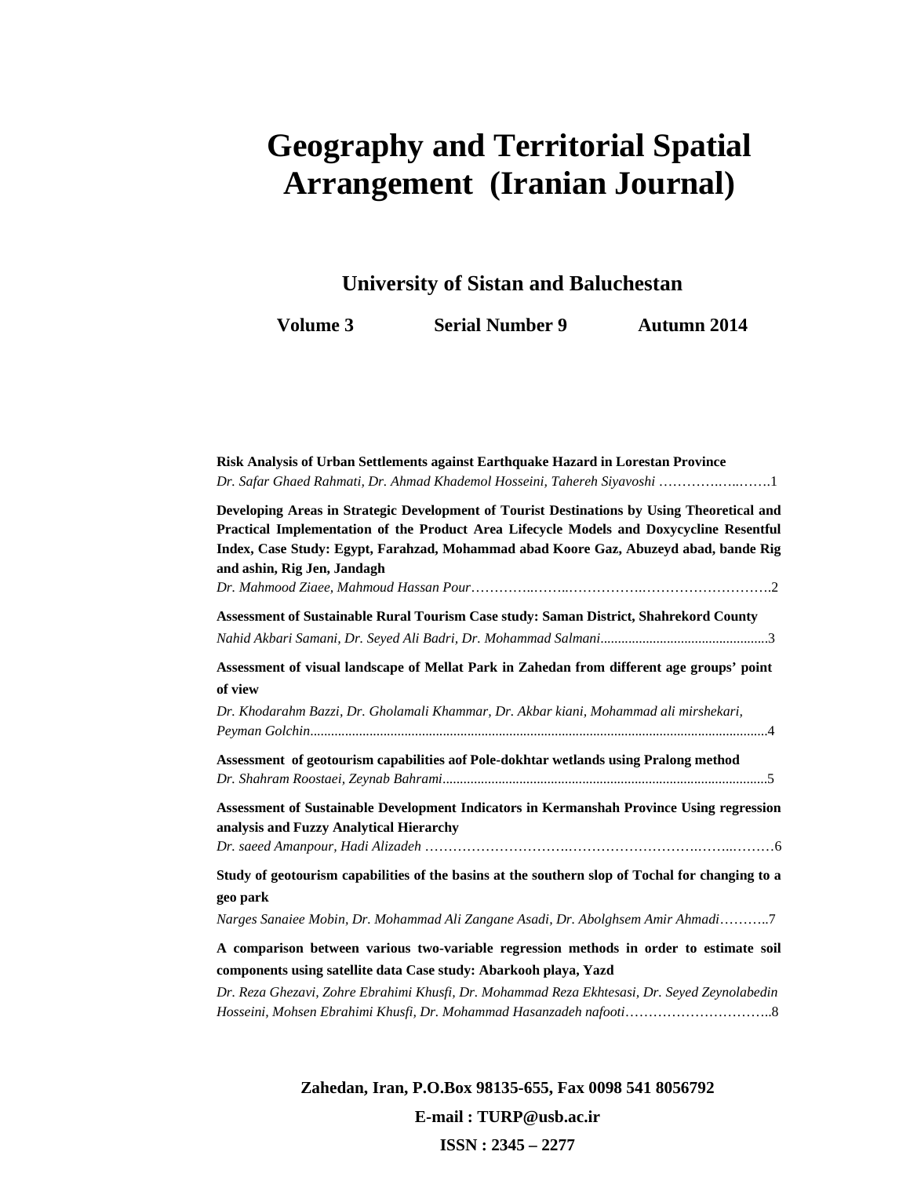# Geography and Territorial Spatial Arrangement (Iranian Journal)

## University of Sistan and Baluchestan

**Volume 3** **Serial Number 9** **Autumn 2014**

**Risk Analysis of Urban Settlements against Earthquake Hazard in Lorestan Province**
*Dr. Safar Ghaed Rahmati, Dr. Ahmad Khademol Hosseini, Tahereh Siyavoshi* …………..…..…….1

**Developing Areas in Strategic Development of Tourist Destinations by Using Theoretical and Practical Implementation of the Product Area Lifecycle Models and Doxycycline Resentful Index, Case Study: Egypt, Farahzad, Mohammad abad Koore Gaz, Abuzeyd abad, bande Rig and ashin, Rig Jen, Jandagh**
*Dr. Mahmood Ziaee, Mahmoud Hassan Pour*…………..……..…………….……………………….2

**Assessment of Sustainable Rural Tourism Case study: Saman District, Shahrekord County**
*Nahid Akbari Samani, Dr. Seyed Ali Badri, Dr. Mohammad Salmani*...............................................3

**Assessment of visual landscape of Mellat Park in Zahedan from different age groups' point of view**
*Dr. Khodarahm Bazzi, Dr. Gholamali Khammar, Dr. Akbar kiani, Mohammad ali mirshekari, Peyman Golchin*..................................................................................................................................4

**Assessment of geotourism capabilities aof Pole-dokhtar wetlands using Pralong method**
*Dr. Shahram Roostaei, Zeynab Bahrami*............................................................................................5

**Assessment of Sustainable Development Indicators in Kermanshah Province Using regression analysis and Fuzzy Analytical Hierarchy**
*Dr. saeed Amanpour, Hadi Alizadeh* ………………………….……………………….……..………6

**Study of geotourism capabilities of the basins at the southern slop of Tochal for changing to a geo park**
*Narges Sanaiee Mobin, Dr. Mohammad Ali Zangane Asadi, Dr. Abolghsem Amir Ahmadi*………..7

**A comparison between various two-variable regression methods in order to estimate soil components using satellite data Case study: Abarkooh playa, Yazd**
*Dr. Reza Ghezavi, Zohre Ebrahimi Khusfi, Dr. Mohammad Reza Ekhtesasi, Dr. Seyed Zeynolabedin Hosseini, Mohsen Ebrahimi Khusfi, Dr. Mohammad Hasanzadeh nafooti*…………………………..8

**Zahedan, Iran, P.O.Box 98135-655, Fax 0098 541 8056792**

**E-mail : TURP@usb.ac.ir**

**ISSN : 2345 – 2277**